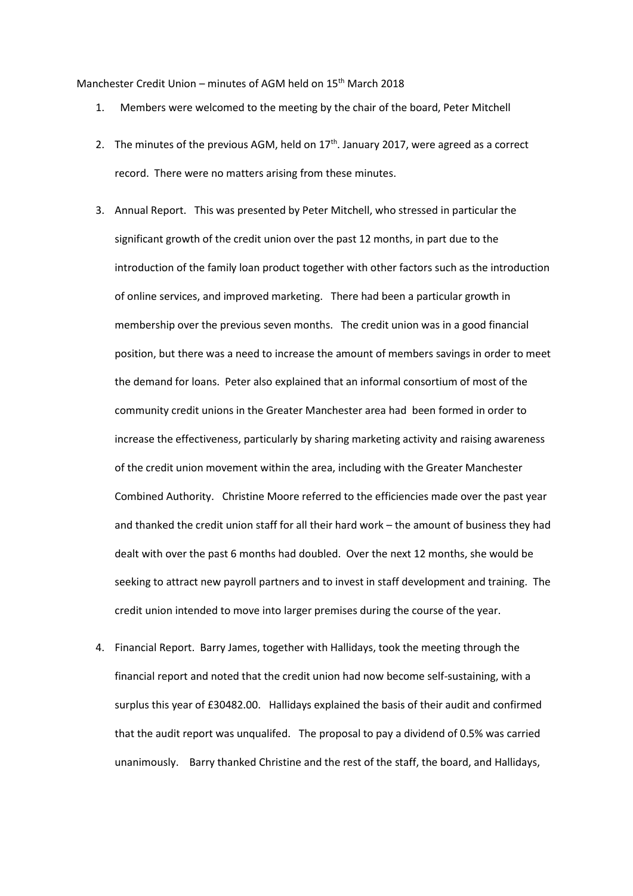Manchester Credit Union – minutes of AGM held on 15th March 2018

1. Members were welcomed to the meeting by the chair of the board, Peter Mitchell

2. The minutes of the previous AGM, held on 17th. January 2017, were agreed as a correct record. There were no matters arising from these minutes.

3. Annual Report. This was presented by Peter Mitchell, who stressed in particular the significant growth of the credit union over the past 12 months, in part due to the introduction of the family loan product together with other factors such as the introduction of online services, and improved marketing. There had been a particular growth in membership over the previous seven months. The credit union was in a good financial position, but there was a need to increase the amount of members savings in order to meet the demand for loans. Peter also explained that an informal consortium of most of the community credit unions in the Greater Manchester area had been formed in order to increase the effectiveness, particularly by sharing marketing activity and raising awareness of the credit union movement within the area, including with the Greater Manchester Combined Authority. Christine Moore referred to the efficiencies made over the past year and thanked the credit union staff for all their hard work – the amount of business they had dealt with over the past 6 months had doubled. Over the next 12 months, she would be seeking to attract new payroll partners and to invest in staff development and training. The credit union intended to move into larger premises during the course of the year.

4. Financial Report. Barry James, together with Hallidays, took the meeting through the financial report and noted that the credit union had now become self-sustaining, with a surplus this year of £30482.00. Hallidays explained the basis of their audit and confirmed that the audit report was unqualifed. The proposal to pay a dividend of 0.5% was carried unanimously. Barry thanked Christine and the rest of the staff, the board, and Hallidays,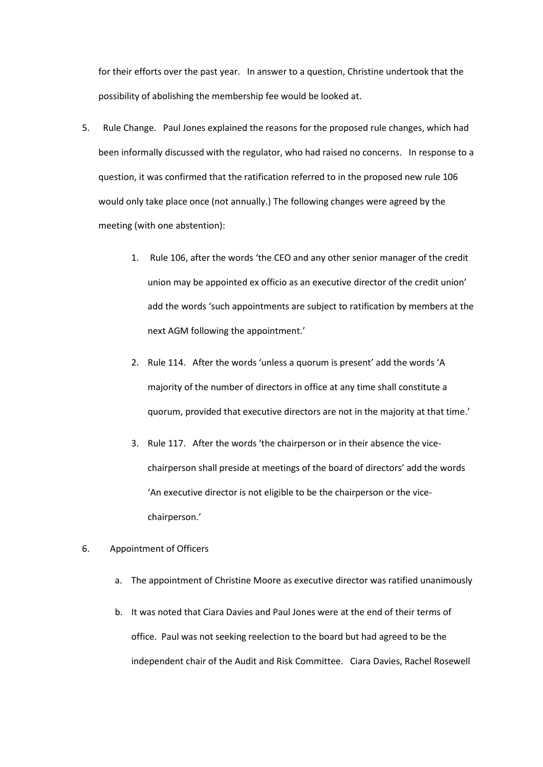for their efforts over the past year. In answer to a question, Christine undertook that the possibility of abolishing the membership fee would be looked at.

5. Rule Change. Paul Jones explained the reasons for the proposed rule changes, which had been informally discussed with the regulator, who had raised no concerns. In response to a question, it was confirmed that the ratification referred to in the proposed new rule 106 would only take place once (not annually.) The following changes were agreed by the meeting (with one abstention):

    1. Rule 106, after the words 'the CEO and any other senior manager of the credit union may be appointed ex officio as an executive director of the credit union' add the words 'such appointments are subject to ratification by members at the next AGM following the appointment.'

    2. Rule 114. After the words 'unless a quorum is present' add the words 'A majority of the number of directors in office at any time shall constitute a quorum, provided that executive directors are not in the majority at that time.'

    3. Rule 117. After the words 'the chairperson or in their absence the vice-chairperson shall preside at meetings of the board of directors' add the words 'An executive director is not eligible to be the chairperson or the vice-chairperson.'

6. Appointment of Officers

    a. The appointment of Christine Moore as executive director was ratified unanimously

    b. It was noted that Ciara Davies and Paul Jones were at the end of their terms of office. Paul was not seeking reelection to the board but had agreed to be the independent chair of the Audit and Risk Committee. Ciara Davies, Rachel Rosewell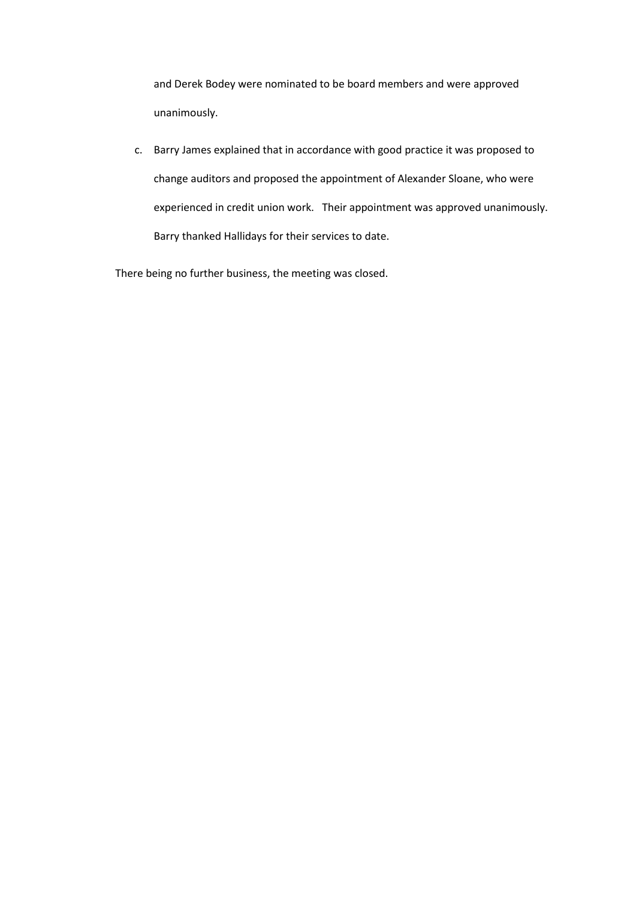and Derek Bodey were nominated to be board members and were approved unanimously.

c. Barry James explained that in accordance with good practice it was proposed to change auditors and proposed the appointment of Alexander Sloane, who were experienced in credit union work. Their appointment was approved unanimously. Barry thanked Hallidays for their services to date.

There being no further business, the meeting was closed.